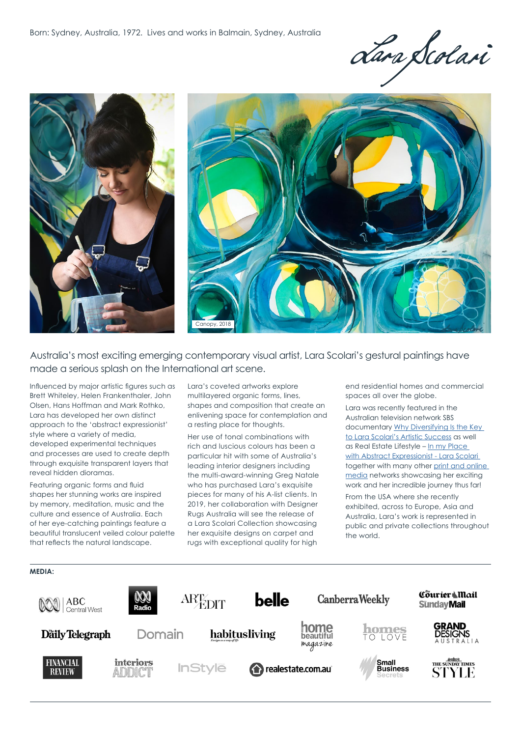Born: Sydney, Australia, 1972. Lives and works in Balmain, Sydney, Australia

Lara Scolari

Canopy, 2018

## Australia's most exciting emerging contemporary visual artist, Lara Scolari's gestural paintings have made a serious splash on the International art scene.

Influenced by major artistic figures such as Brett Whiteley, Helen Frankenthaler, John Olsen, Hans Hoffman and Mark Rothko, Lara has developed her own distinct approach to the 'abstract expressionist' style where a variety of media, developed experimental techniques and processes are used to create depth through exquisite transparent layers that reveal hidden dioramas.

Featuring organic forms and fluid shapes her stunning works are inspired by memory, meditation, music and the culture and essence of Australia. Each of her eye-catching paintings feature a beautiful translucent veiled colour palette that reflects the natural landscape.

Lara's coveted artworks explore multilayered organic forms, lines, shapes and composition that create an enlivening space for contemplation and a resting place for thoughts.

Her use of tonal combinations with rich and luscious colours has been a particular hit with some of Australia's leading interior designers including the multi-award-winning Greg Natale who has purchased Lara's exquisite pieces for many of his A-list clients. In 2019, her collaboration with Designer Rugs Australia will see the release of a Lara Scolari Collection showcasing her exquisite designs on carpet and rugs with exceptional quality for high end residential homes and commercial spaces all over the globe.

Lara was recently featured in the Australian television network SBS documentary Why Diversifying Is the Key to Lara Scolari's Artistic Success as well as Real Estate Lifestyle – In my Place with Abstract Expressionist - Lara Scolari together with many other print and online media networks showcasing her exciting work and her incredible journey thus far!

From the USA where she recently exhibited, across to Europe, Asia and Australia, Lara's work is represented in public and private collections throughout the world.

**MEDIA:**

ABC Central West, ABC Radio, ArtEdit, belle, Canberra Weekly, Courier Mail Sunday Mail, Daily Telegraph, Domain, habitusliving, home beautiful magazine, homes to love, Grand Designs Australia, Financial Review, interiors addict, InStyle, realestate.com.au, Small Business Secrets, The Sunday Times Style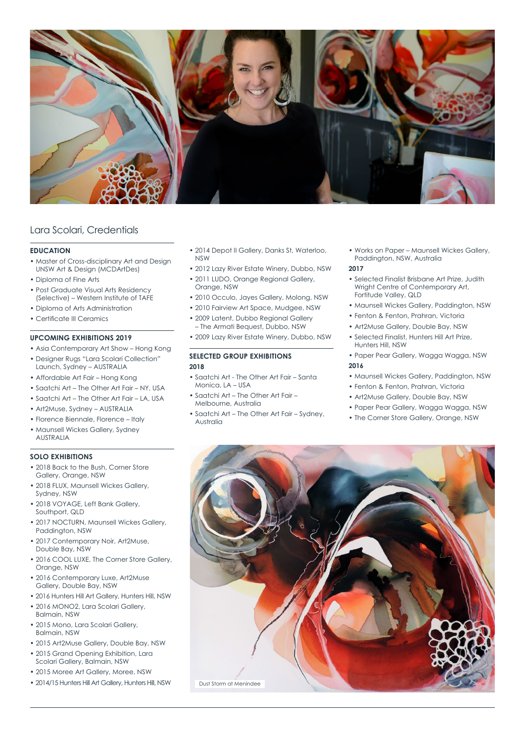## Lara Scolari, Credentials

### EDUCATION

- Master of Cross-disciplinary Art and Design UNSW Art & Design (MCDArtDes)
- Diploma of Fine Arts
- Post Graduate Visual Arts Residency (Selective) – Western Institute of TAFE
- Diploma of Arts Administration
- Certificate III Ceramics

### UPCOMING EXHIBITIONS 2019

- Asia Contemporary Art Show – Hong Kong
- Designer Rugs "Lara Scolari Collection" Launch, Sydney – AUSTRALIA
- Affordable Art Fair – Hong Kong
- Saatchi Art – The Other Art Fair – NY, USA
- Saatchi Art – The Other Art Fair – LA, USA
- Art2Muse, Sydney – AUSTRALIA
- Florence Biennale, Florence – Italy
- Maunsell Wickes Gallery, Sydney AUSTRALIA

### SOLO EXHIBITIONS

- 2018 Back to the Bush, Corner Store Gallery, Orange, NSW
- 2018 FLUX, Maunsell Wickes Gallery, Sydney, NSW
- 2018 VOYAGE, Left Bank Gallery, Southport, QLD
- 2017 NOCTURN, Maunsell Wickes Gallery, Paddington, NSW
- 2017 Contemporary Noir, Art2Muse, Double Bay, NSW
- 2016 COOL LUXE, The Corner Store Gallery, Orange, NSW
- 2016 Contemporary Luxe, Art2Muse Gallery, Double Bay, NSW
- 2016 Hunters Hill Art Gallery, Hunters Hill, NSW
- 2016 MONO2, Lara Scolari Gallery, Balmain, NSW
- 2015 Mono, Lara Scolari Gallery, Balmain, NSW
- 2015 Art2Muse Gallery, Double Bay, NSW
- 2015 Grand Opening Exhibition, Lara Scolari Gallery, Balmain, NSW
- 2015 Moree Art Gallery, Moree, NSW
- 2014/15 Hunters Hill Art Gallery, Hunters Hill, NSW
- 2014 Depot II Gallery, Danks St, Waterloo, NSW
- 2012 Lazy River Estate Winery, Dubbo, NSW
- 2011 LUDO, Orange Regional Gallery, Orange, NSW
- 2010 Occulo, Jayes Gallery, Molong, NSW
- 2010 Fairview Art Space, Mudgee, NSW
- 2009 Latent, Dubbo Regional Gallery – The Armati Bequest, Dubbo, NSW
- 2009 Lazy River Estate Winery, Dubbo, NSW

### SELECTED GROUP EXHIBITIONS

**2018**

- Saatchi Art - The Other Art Fair – Santa Monica, LA – USA
- Saatchi Art – The Other Art Fair – Melbourne, Australia
- Saatchi Art – The Other Art Fair – Sydney, Australia
- Works on Paper – Maunsell Wickes Gallery, Paddington, NSW, Australia

**2017**

- Selected Finalist Brisbane Art Prize, Judith Wright Centre of Contemporary Art, Fortitude Valley, QLD
- Maunsell Wickes Gallery, Paddington, NSW
- Fenton & Fenton, Prahran, Victoria
- Art2Muse Gallery, Double Bay, NSW
- Selected Finalist, Hunters Hill Art Prize, Hunters Hill, NSW
- Paper Pear Gallery, Wagga Wagga, NSW

**2016**

- Maunsell Wickes Gallery, Paddington, NSW
- Fenton & Fenton, Prahran, Victoria
- Art2Muse Gallery, Double Bay, NSW
- Paper Pear Gallery, Wagga Wagga, NSW
- The Corner Store Gallery, Orange, NSW

Dust Storm at Menindee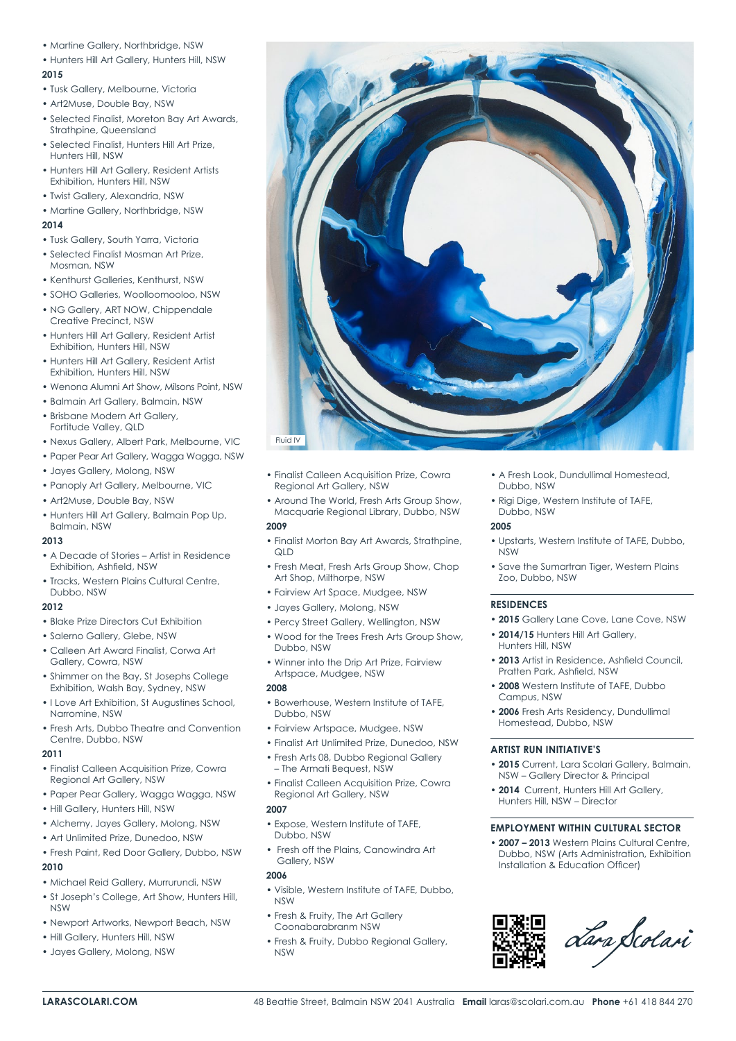- Martine Gallery, Northbridge, NSW
- Hunters Hill Art Gallery, Hunters Hill, NSW

**2015**

- Tusk Gallery, Melbourne, Victoria
- Art2Muse, Double Bay, NSW
- Selected Finalist, Moreton Bay Art Awards, Strathpine, Queensland
- Selected Finalist, Hunters Hill Art Prize, Hunters Hill, NSW
- Hunters Hill Art Gallery, Resident Artists Exhibition, Hunters Hill, NSW
- Twist Gallery, Alexandria, NSW
- Martine Gallery, Northbridge, NSW

**2014**

- Tusk Gallery, South Yarra, Victoria
- Selected Finalist Mosman Art Prize, Mosman, NSW
- Kenthurst Galleries, Kenthurst, NSW
- SOHO Galleries, Woolloomooloo, NSW
- NG Gallery, ART NOW, Chippendale Creative Precinct, NSW
- Hunters Hill Art Gallery, Resident Artist Exhibition, Hunters Hill, NSW
- Hunters Hill Art Gallery, Resident Artist Exhibition, Hunters Hill, NSW
- Wenona Alumni Art Show, Milsons Point, NSW
- Balmain Art Gallery, Balmain, NSW
- Brisbane Modern Art Gallery, Fortitude Valley, QLD
- Nexus Gallery, Albert Park, Melbourne, VIC
- Paper Pear Art Gallery, Wagga Wagga, NSW
- Jayes Gallery, Molong, NSW
- Panoply Art Gallery, Melbourne, VIC
- Art2Muse, Double Bay, NSW
- Hunters Hill Art Gallery, Balmain Pop Up, Balmain, NSW

**2013**

- A Decade of Stories – Artist in Residence Exhibition, Ashfield, NSW
- Tracks, Western Plains Cultural Centre, Dubbo, NSW

**2012**

- Blake Prize Directors Cut Exhibition
- Salerno Gallery, Glebe, NSW
- Calleen Art Award Finalist, Corwa Art Gallery, Cowra, NSW
- Shimmer on the Bay, St Josephs College Exhibition, Walsh Bay, Sydney, NSW
- I Love Art Exhibition, St Augustines School, Narromine, NSW
- Fresh Arts, Dubbo Theatre and Convention Centre, Dubbo, NSW

**2011**

- Finalist Calleen Acquisition Prize, Cowra Regional Art Gallery, NSW
- Paper Pear Gallery, Wagga Wagga, NSW
- Hill Gallery, Hunters Hill, NSW
- Alchemy, Jayes Gallery, Molong, NSW
- Art Unlimited Prize, Dunedoo, NSW
- Fresh Paint, Red Door Gallery, Dubbo, NSW

**2010**

- Michael Reid Gallery, Murrurundi, NSW
- St Joseph's College, Art Show, Hunters Hill, NSW
- Newport Artworks, Newport Beach, NSW
- Hill Gallery, Hunters Hill, NSW
- Jayes Gallery, Molong, NSW

Fluid IV

- Finalist Calleen Acquisition Prize, Cowra Regional Art Gallery, NSW
- Around The World, Fresh Arts Group Show, Macquarie Regional Library, Dubbo, NSW

**2009**

- Finalist Morton Bay Art Awards, Strathpine, QLD
- Fresh Meat, Fresh Arts Group Show, Chop Art Shop, Milthorpe, NSW
- Fairview Art Space, Mudgee, NSW
- Jayes Gallery, Molong, NSW
- Percy Street Gallery, Wellington, NSW
- Wood for the Trees Fresh Arts Group Show, Dubbo, NSW
- Winner into the Drip Art Prize, Fairview Artspace, Mudgee, NSW

**2008**

- Bowerhouse, Western Institute of TAFE, Dubbo, NSW
- Fairview Artspace, Mudgee, NSW
- Finalist Art Unlimited Prize, Dunedoo, NSW
- Fresh Arts 08, Dubbo Regional Gallery – The Armati Bequest, NSW
- Finalist Calleen Acquisition Prize, Cowra Regional Art Gallery, NSW

**2007**

- Expose, Western Institute of TAFE, Dubbo, NSW
- Fresh off the Plains, Canowindra Art Gallery, NSW

**2006**

- Visible, Western Institute of TAFE, Dubbo, NSW
- Fresh & Fruity, The Art Gallery Coonabarabranm NSW
- Fresh & Fruity, Dubbo Regional Gallery, NSW
- A Fresh Look, Dundullimal Homestead, Dubbo, NSW
- Rigi Dige, Western Institute of TAFE, Dubbo, NSW

**2005**

- Upstarts, Western Institute of TAFE, Dubbo, NSW
- Save the Sumartran Tiger, Western Plains Zoo, Dubbo, NSW

## RESIDENCES

- **2015** Gallery Lane Cove, Lane Cove, NSW
- **2014/15** Hunters Hill Art Gallery, Hunters Hill, NSW
- **2013** Artist in Residence, Ashfield Council, Pratten Park, Ashfield, NSW
- **2008** Western Institute of TAFE, Dubbo Campus, NSW
- **2006** Fresh Arts Residency, Dundullimal Homestead, Dubbo, NSW

## ARTIST RUN INITIATIVE'S

- **2015** Current, Lara Scolari Gallery, Balmain, NSW – Gallery Director & Principal
- **2014** Current, Hunters Hill Art Gallery, Hunters Hill, NSW – Director

## EMPLOYMENT WITHIN CULTURAL SECTOR

- **2007 – 2013** Western Plains Cultural Centre, Dubbo, NSW (Arts Administration, Exhibition Installation & Education Officer)

Lara Scolari

**LARASCOLARI.COM** 48 Beattie Street, Balmain NSW 2041 Australia **Email** laras@scolari.com.au **Phone** +61 418 844 270